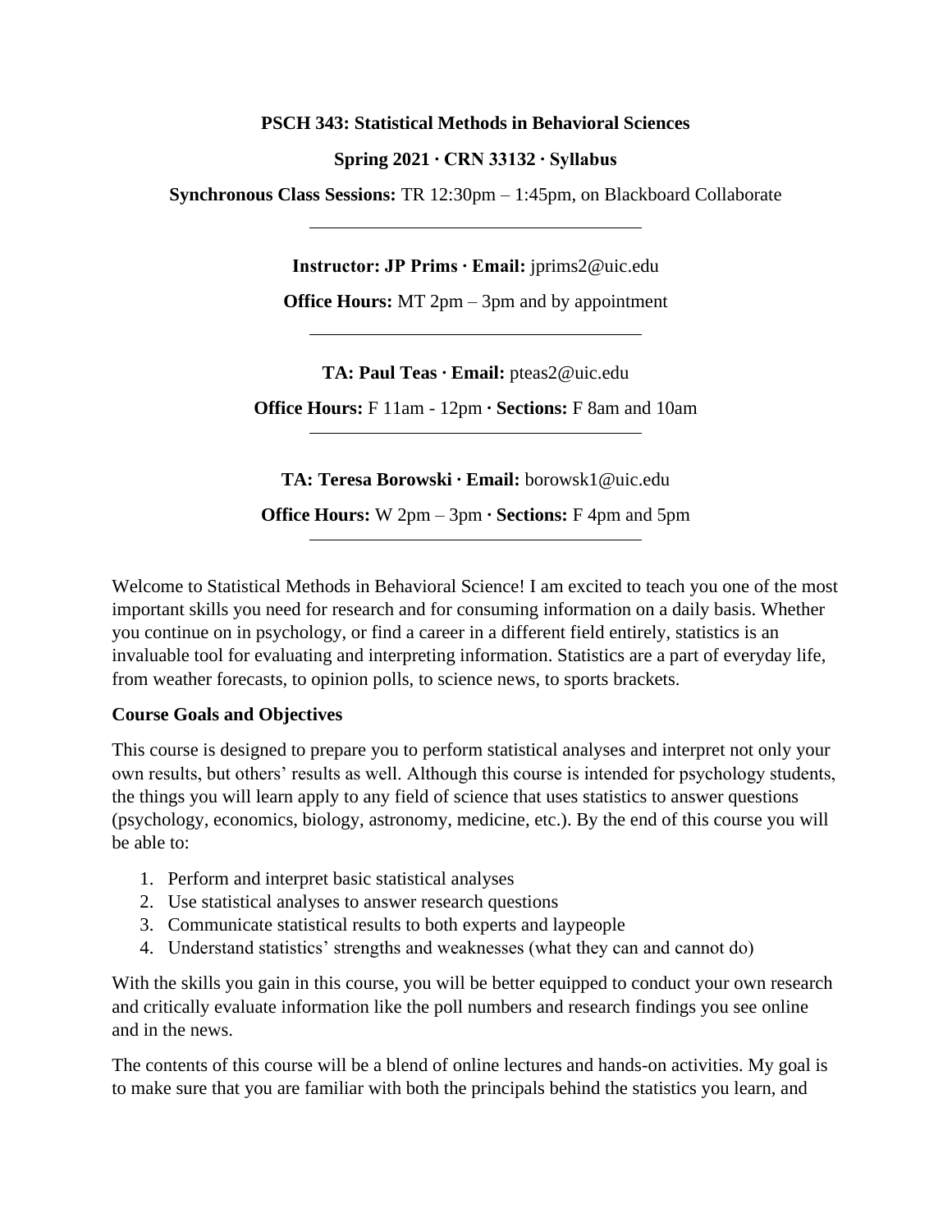**PSCH 343: Statistical Methods in Behavioral Sciences**

**Spring 2021 · CRN 33132 · Syllabus**

**Synchronous Class Sessions:** TR 12:30pm – 1:45pm, on Blackboard Collaborate

---

**Instructor: JP Prims · Email:** jprims2@uic.edu

**Office Hours:** MT 2pm – 3pm and by appointment

---

**TA: Paul Teas · Email:** pteas2@uic.edu

**Office Hours:** F 11am - 12pm **· Sections:** F 8am and 10am

---

**TA: Teresa Borowski · Email:** borowsk1@uic.edu

**Office Hours:** W 2pm – 3pm **· Sections:** F 4pm and 5pm

---

Welcome to Statistical Methods in Behavioral Science! I am excited to teach you one of the most important skills you need for research and for consuming information on a daily basis. Whether you continue on in psychology, or find a career in a different field entirely, statistics is an invaluable tool for evaluating and interpreting information. Statistics are a part of everyday life, from weather forecasts, to opinion polls, to science news, to sports brackets.

**Course Goals and Objectives**

This course is designed to prepare you to perform statistical analyses and interpret not only your own results, but others' results as well. Although this course is intended for psychology students, the things you will learn apply to any field of science that uses statistics to answer questions (psychology, economics, biology, astronomy, medicine, etc.). By the end of this course you will be able to:

1. Perform and interpret basic statistical analyses
2. Use statistical analyses to answer research questions
3. Communicate statistical results to both experts and laypeople
4. Understand statistics' strengths and weaknesses (what they can and cannot do)

With the skills you gain in this course, you will be better equipped to conduct your own research and critically evaluate information like the poll numbers and research findings you see online and in the news.

The contents of this course will be a blend of online lectures and hands-on activities. My goal is to make sure that you are familiar with both the principals behind the statistics you learn, and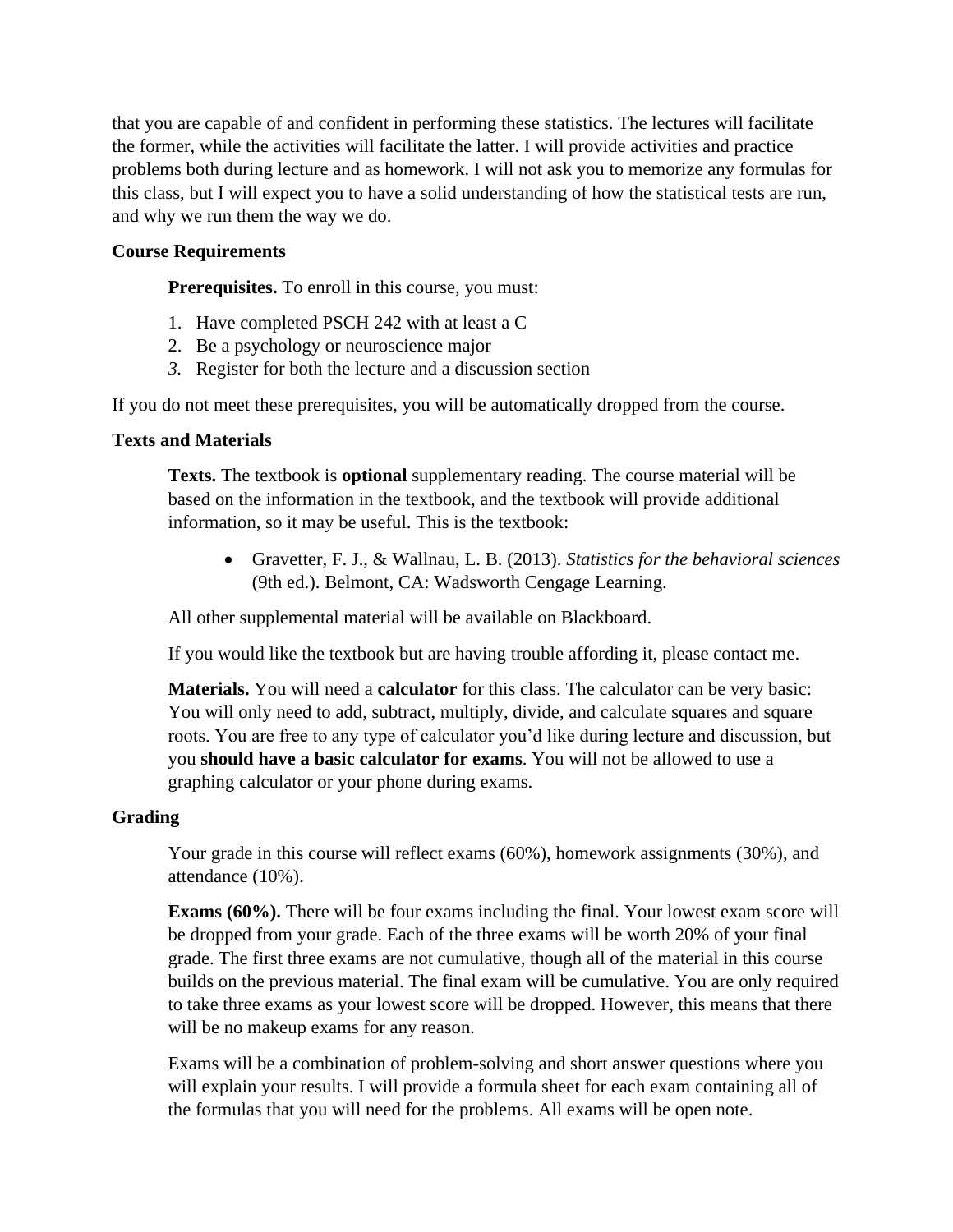that you are capable of and confident in performing these statistics. The lectures will facilitate the former, while the activities will facilitate the latter. I will provide activities and practice problems both during lecture and as homework. I will not ask you to memorize any formulas for this class, but I will expect you to have a solid understanding of how the statistical tests are run, and why we run them the way we do.

**Course Requirements**

**Prerequisites.** To enroll in this course, you must:

1. Have completed PSCH 242 with at least a C
2. Be a psychology or neuroscience major
3. Register for both the lecture and a discussion section

If you do not meet these prerequisites, you will be automatically dropped from the course.

**Texts and Materials**

**Texts.** The textbook is **optional** supplementary reading. The course material will be based on the information in the textbook, and the textbook will provide additional information, so it may be useful. This is the textbook:

- Gravetter, F. J., & Wallnau, L. B. (2013). *Statistics for the behavioral sciences* (9th ed.). Belmont, CA: Wadsworth Cengage Learning.

All other supplemental material will be available on Blackboard.

If you would like the textbook but are having trouble affording it, please contact me.

**Materials.** You will need a **calculator** for this class. The calculator can be very basic: You will only need to add, subtract, multiply, divide, and calculate squares and square roots. You are free to any type of calculator you'd like during lecture and discussion, but you **should have a basic calculator for exams**. You will not be allowed to use a graphing calculator or your phone during exams.

**Grading**

Your grade in this course will reflect exams (60%), homework assignments (30%), and attendance (10%).

**Exams (60%).** There will be four exams including the final. Your lowest exam score will be dropped from your grade. Each of the three exams will be worth 20% of your final grade. The first three exams are not cumulative, though all of the material in this course builds on the previous material. The final exam will be cumulative. You are only required to take three exams as your lowest score will be dropped. However, this means that there will be no makeup exams for any reason.

Exams will be a combination of problem-solving and short answer questions where you will explain your results. I will provide a formula sheet for each exam containing all of the formulas that you will need for the problems. All exams will be open note.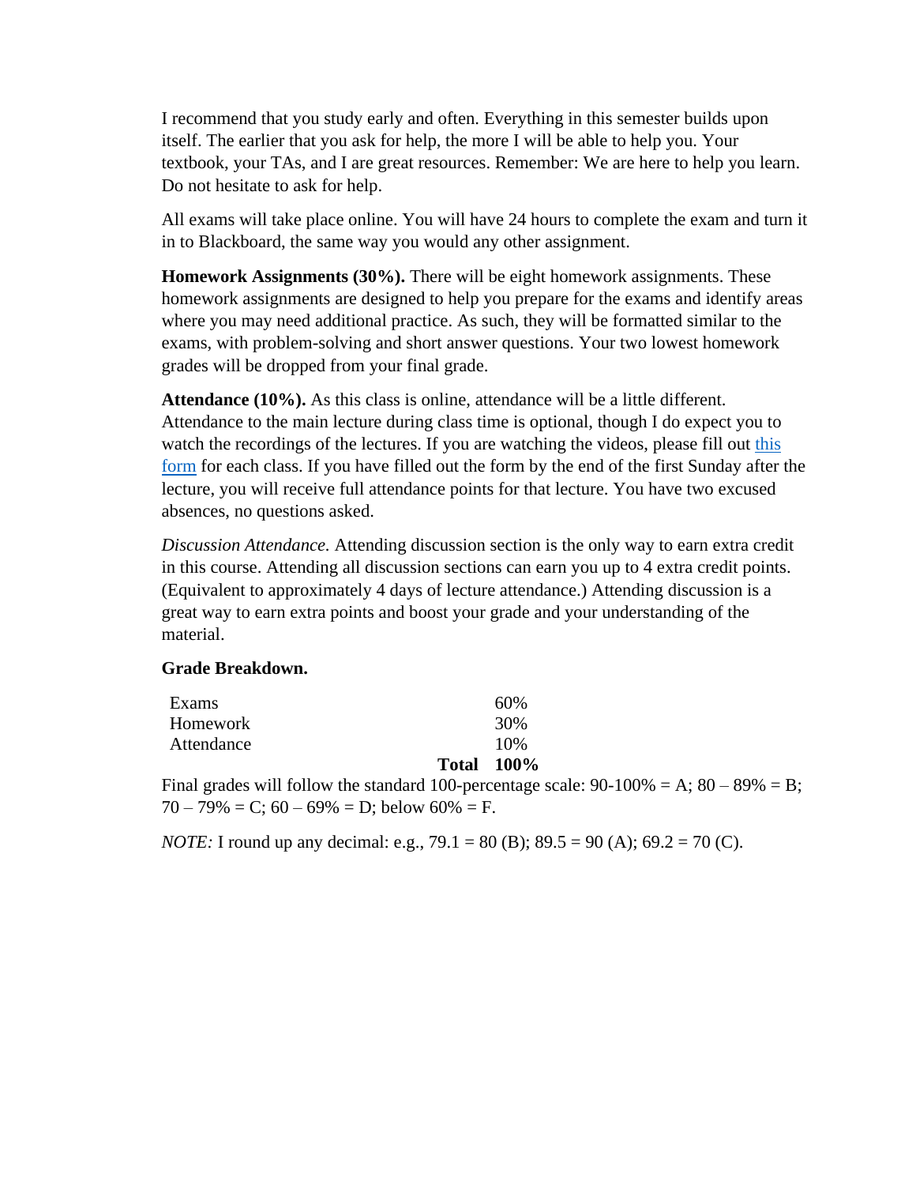I recommend that you study early and often. Everything in this semester builds upon itself. The earlier that you ask for help, the more I will be able to help you. Your textbook, your TAs, and I are great resources. Remember: We are here to help you learn. Do not hesitate to ask for help.

All exams will take place online. You will have 24 hours to complete the exam and turn it in to Blackboard, the same way you would any other assignment.

**Homework Assignments (30%).** There will be eight homework assignments. These homework assignments are designed to help you prepare for the exams and identify areas where you may need additional practice. As such, they will be formatted similar to the exams, with problem-solving and short answer questions. Your two lowest homework grades will be dropped from your final grade.

**Attendance (10%).** As this class is online, attendance will be a little different. Attendance to the main lecture during class time is optional, though I do expect you to watch the recordings of the lectures. If you are watching the videos, please fill out this form for each class. If you have filled out the form by the end of the first Sunday after the lecture, you will receive full attendance points for that lecture. You have two excused absences, no questions asked.

*Discussion Attendance.* Attending discussion section is the only way to earn extra credit in this course. Attending all discussion sections can earn you up to 4 extra credit points. (Equivalent to approximately 4 days of lecture attendance.) Attending discussion is a great way to earn extra points and boost your grade and your understanding of the material.

**Grade Breakdown.**

| | |
|---|---|
| Exams | 60% |
| Homework | 30% |
| Attendance | 10% |
| **Total** | **100%** |

Final grades will follow the standard 100-percentage scale: 90-100% = A; 80 – 89% = B; 70 – 79% = C; 60 – 69% = D; below 60% = F.

*NOTE:* I round up any decimal: e.g., 79.1 = 80 (B); 89.5 = 90 (A); 69.2 = 70 (C).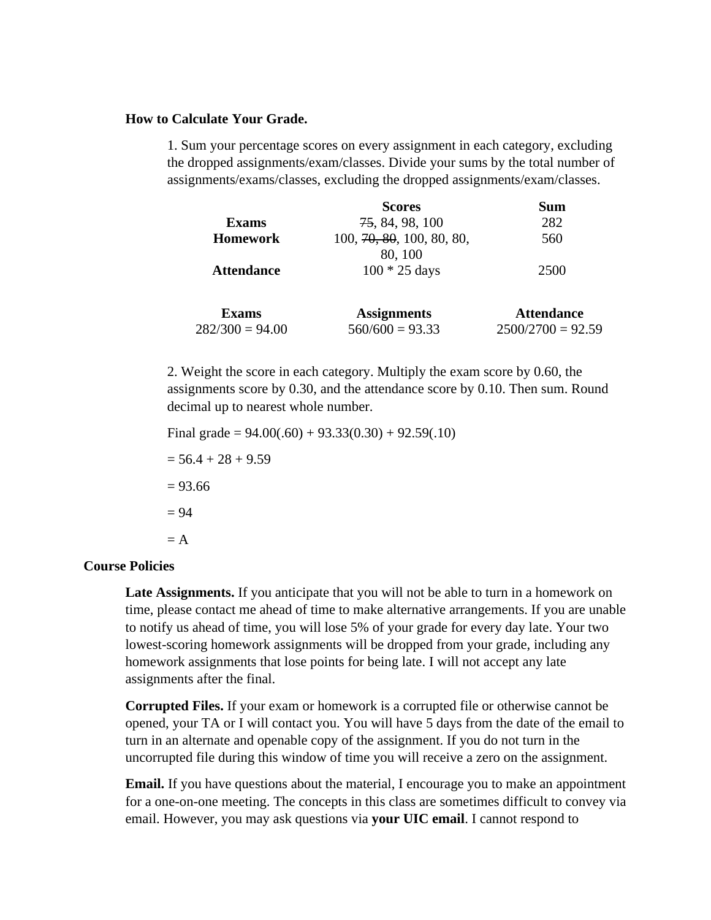**How to Calculate Your Grade.**

1. Sum your percentage scores on every assignment in each category, excluding the dropped assignments/exam/classes. Divide your sums by the total number of assignments/exams/classes, excluding the dropped assignments/exam/classes.

| | Scores | Sum |
|---|---|---|
| **Exams** | ~~75~~, 84, 98, 100 | 282 |
| **Homework** | 100, ~~70, 80~~, 100, 80, 80, 80, 100 | 560 |
| **Attendance** | 100 * 25 days | 2500 |

| Exams | Assignments | Attendance |
|---|---|---|
| 282/300 = 94.00 | 560/600 = 93.33 | 2500/2700 = 92.59 |

2. Weight the score in each category. Multiply the exam score by 0.60, the assignments score by 0.30, and the attendance score by 0.10. Then sum. Round decimal up to nearest whole number.

Final grade = 94.00(.60) + 93.33(0.30) + 92.59(.10)

= 56.4 + 28 + 9.59

= 93.66

= 94

= A

## Course Policies

**Late Assignments.** If you anticipate that you will not be able to turn in a homework on time, please contact me ahead of time to make alternative arrangements. If you are unable to notify us ahead of time, you will lose 5% of your grade for every day late. Your two lowest-scoring homework assignments will be dropped from your grade, including any homework assignments that lose points for being late. I will not accept any late assignments after the final.

**Corrupted Files.** If your exam or homework is a corrupted file or otherwise cannot be opened, your TA or I will contact you. You will have 5 days from the date of the email to turn in an alternate and openable copy of the assignment. If you do not turn in the uncorrupted file during this window of time you will receive a zero on the assignment.

**Email.** If you have questions about the material, I encourage you to make an appointment for a one-on-one meeting. The concepts in this class are sometimes difficult to convey via email. However, you may ask questions via **your UIC email**. I cannot respond to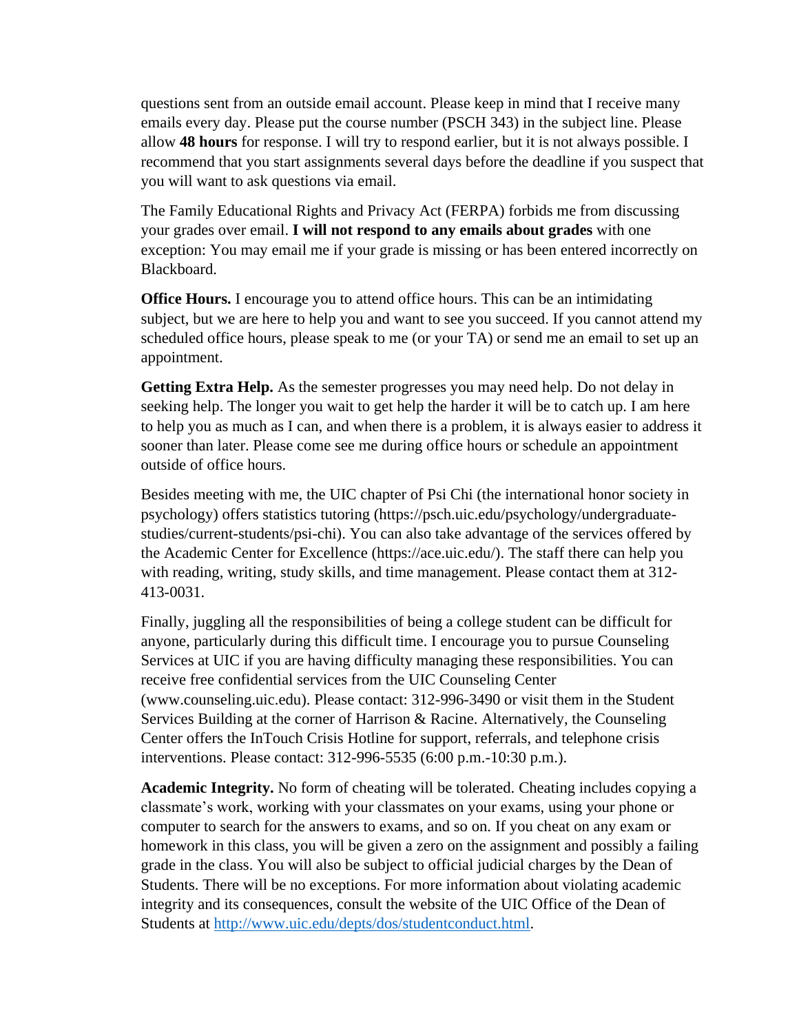questions sent from an outside email account. Please keep in mind that I receive many emails every day. Please put the course number (PSCH 343) in the subject line. Please allow **48 hours** for response. I will try to respond earlier, but it is not always possible. I recommend that you start assignments several days before the deadline if you suspect that you will want to ask questions via email.

The Family Educational Rights and Privacy Act (FERPA) forbids me from discussing your grades over email. **I will not respond to any emails about grades** with one exception: You may email me if your grade is missing or has been entered incorrectly on Blackboard.

**Office Hours.** I encourage you to attend office hours. This can be an intimidating subject, but we are here to help you and want to see you succeed. If you cannot attend my scheduled office hours, please speak to me (or your TA) or send me an email to set up an appointment.

**Getting Extra Help.** As the semester progresses you may need help. Do not delay in seeking help. The longer you wait to get help the harder it will be to catch up. I am here to help you as much as I can, and when there is a problem, it is always easier to address it sooner than later. Please come see me during office hours or schedule an appointment outside of office hours.

Besides meeting with me, the UIC chapter of Psi Chi (the international honor society in psychology) offers statistics tutoring (https://psch.uic.edu/psychology/undergraduate-studies/current-students/psi-chi). You can also take advantage of the services offered by the Academic Center for Excellence (https://ace.uic.edu/). The staff there can help you with reading, writing, study skills, and time management. Please contact them at 312-413-0031.

Finally, juggling all the responsibilities of being a college student can be difficult for anyone, particularly during this difficult time. I encourage you to pursue Counseling Services at UIC if you are having difficulty managing these responsibilities. You can receive free confidential services from the UIC Counseling Center (www.counseling.uic.edu). Please contact: 312-996-3490 or visit them in the Student Services Building at the corner of Harrison & Racine. Alternatively, the Counseling Center offers the InTouch Crisis Hotline for support, referrals, and telephone crisis interventions. Please contact: 312-996-5535 (6:00 p.m.-10:30 p.m.).

**Academic Integrity.** No form of cheating will be tolerated. Cheating includes copying a classmate's work, working with your classmates on your exams, using your phone or computer to search for the answers to exams, and so on. If you cheat on any exam or homework in this class, you will be given a zero on the assignment and possibly a failing grade in the class. You will also be subject to official judicial charges by the Dean of Students. There will be no exceptions. For more information about violating academic integrity and its consequences, consult the website of the UIC Office of the Dean of Students at [http://www.uic.edu/depts/dos/studentconduct.html](http://www.uic.edu/depts/dos/studentconduct.html).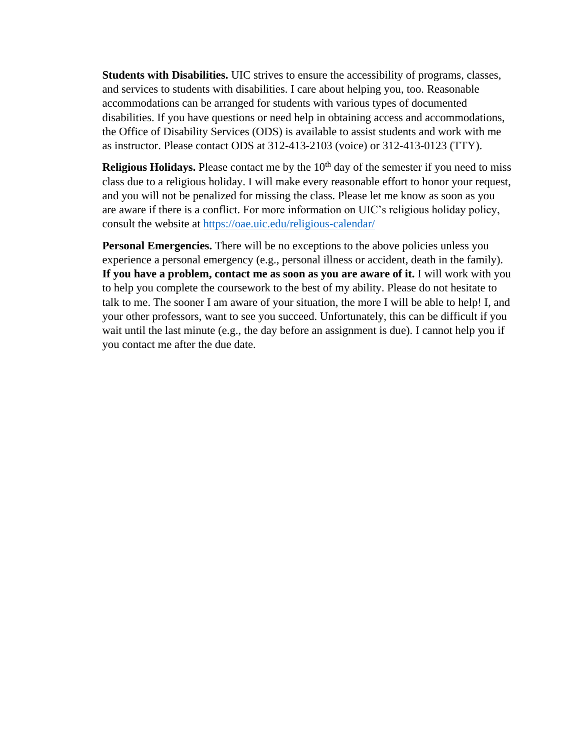**Students with Disabilities.** UIC strives to ensure the accessibility of programs, classes, and services to students with disabilities. I care about helping you, too. Reasonable accommodations can be arranged for students with various types of documented disabilities. If you have questions or need help in obtaining access and accommodations, the Office of Disability Services (ODS) is available to assist students and work with me as instructor. Please contact ODS at 312-413-2103 (voice) or 312-413-0123 (TTY).

**Religious Holidays.** Please contact me by the 10th day of the semester if you need to miss class due to a religious holiday. I will make every reasonable effort to honor your request, and you will not be penalized for missing the class. Please let me know as soon as you are aware if there is a conflict. For more information on UIC's religious holiday policy, consult the website at [https://oae.uic.edu/religious-calendar/](https://oae.uic.edu/religious-calendar/)

**Personal Emergencies.** There will be no exceptions to the above policies unless you experience a personal emergency (e.g., personal illness or accident, death in the family). **If you have a problem, contact me as soon as you are aware of it.** I will work with you to help you complete the coursework to the best of my ability. Please do not hesitate to talk to me. The sooner I am aware of your situation, the more I will be able to help! I, and your other professors, want to see you succeed. Unfortunately, this can be difficult if you wait until the last minute (e.g., the day before an assignment is due). I cannot help you if you contact me after the due date.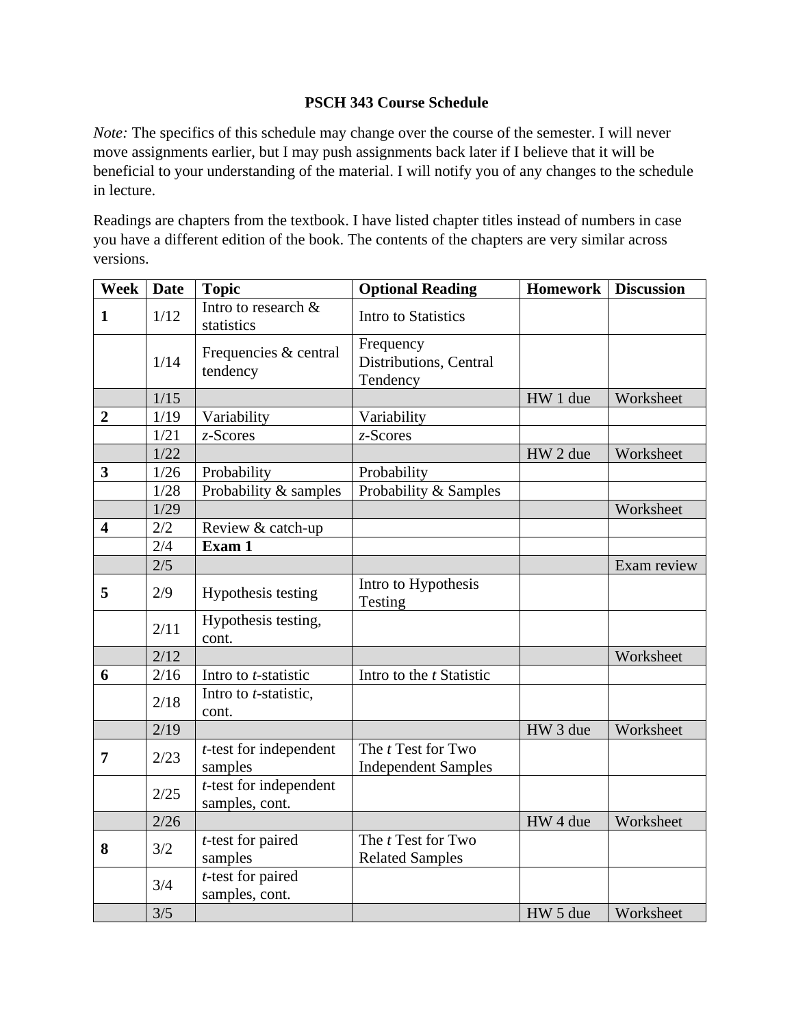**PSCH 343 Course Schedule**

*Note:* The specifics of this schedule may change over the course of the semester. I will never move assignments earlier, but I may push assignments back later if I believe that it will be beneficial to your understanding of the material. I will notify you of any changes to the schedule in lecture.

Readings are chapters from the textbook. I have listed chapter titles instead of numbers in case you have a different edition of the book. The contents of the chapters are very similar across versions.

| Week | Date | Topic | Optional Reading | Homework | Discussion |
|---|---|---|---|---|---|
| **1** | 1/12 | Intro to research & statistics | Intro to Statistics | | |
| | 1/14 | Frequencies & central tendency | Frequency Distributions, Central Tendency | | |
| | 1/15 | | | HW 1 due | Worksheet |
| **2** | 1/19 | Variability | Variability | | |
| | 1/21 | *z*-Scores | *z*-Scores | | |
| | 1/22 | | | HW 2 due | Worksheet |
| **3** | 1/26 | Probability | Probability | | |
| | 1/28 | Probability & samples | Probability & Samples | | |
| | 1/29 | | | | Worksheet |
| **4** | 2/2 | Review & catch-up | | | |
| | 2/4 | **Exam 1** | | | |
| | 2/5 | | | | Exam review |
| **5** | 2/9 | Hypothesis testing | Intro to Hypothesis Testing | | |
| | 2/11 | Hypothesis testing, cont. | | | |
| | 2/12 | | | | Worksheet |
| **6** | 2/16 | Intro to *t*-statistic | Intro to the *t* Statistic | | |
| | 2/18 | Intro to *t*-statistic, cont. | | | |
| | 2/19 | | | HW 3 due | Worksheet |
| **7** | 2/23 | *t*-test for independent samples | The *t* Test for Two Independent Samples | | |
| | 2/25 | *t*-test for independent samples, cont. | | | |
| | 2/26 | | | HW 4 due | Worksheet |
| **8** | 3/2 | *t*-test for paired samples | The *t* Test for Two Related Samples | | |
| | 3/4 | *t*-test for paired samples, cont. | | | |
| | 3/5 | | | HW 5 due | Worksheet |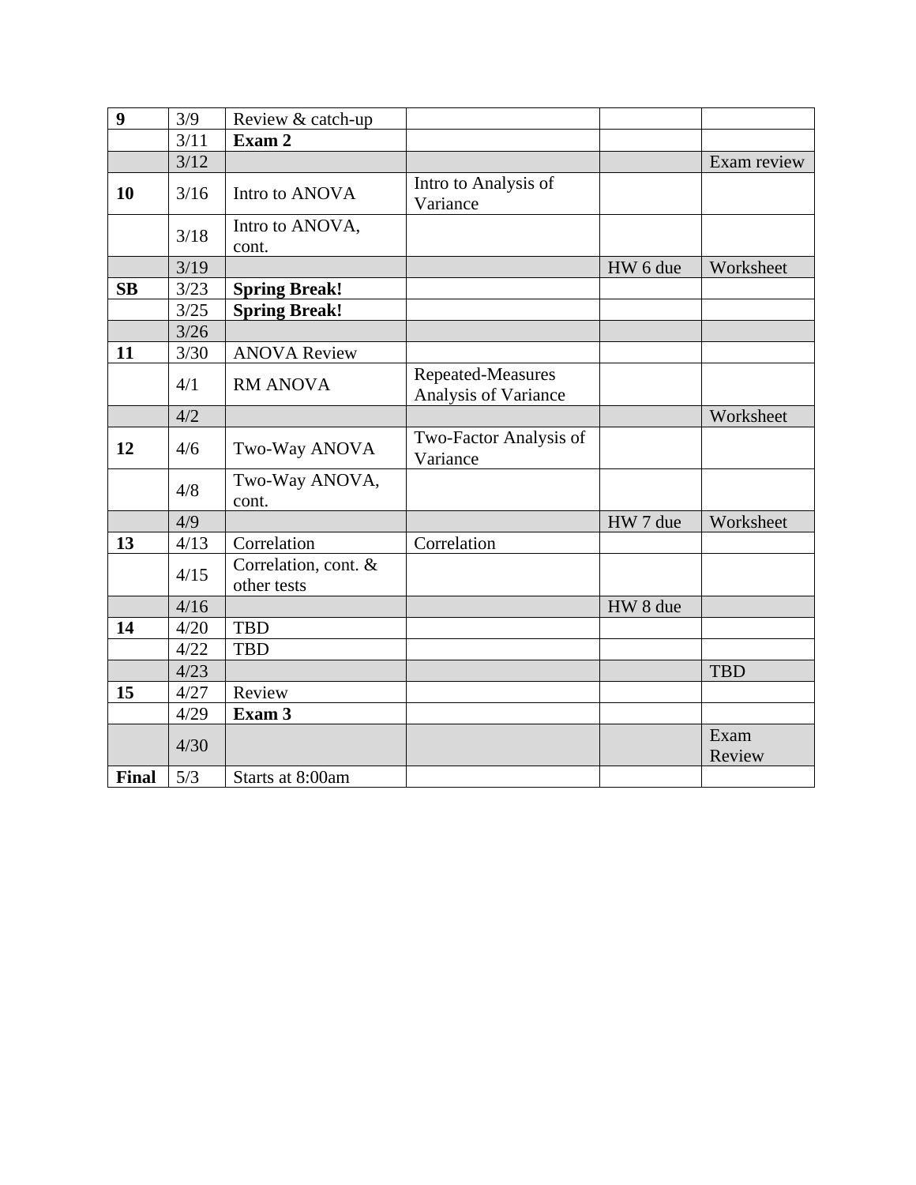| | | | | | |
|---|---|---|---|---|---|
| **9** | 3/9 | Review & catch-up | | | |
| | 3/11 | **Exam 2** | | | |
| | 3/12 | | | | Exam review |
| **10** | 3/16 | Intro to ANOVA | Intro to Analysis of Variance | | |
| | 3/18 | Intro to ANOVA, cont. | | | |
| | 3/19 | | | HW 6 due | Worksheet |
| **SB** | 3/23 | **Spring Break!** | | | |
| | 3/25 | **Spring Break!** | | | |
| | 3/26 | | | | |
| **11** | 3/30 | ANOVA Review | | | |
| | 4/1 | RM ANOVA | Repeated-Measures Analysis of Variance | | |
| | 4/2 | | | | Worksheet |
| **12** | 4/6 | Two-Way ANOVA | Two-Factor Analysis of Variance | | |
| | 4/8 | Two-Way ANOVA, cont. | | | |
| | 4/9 | | | HW 7 due | Worksheet |
| **13** | 4/13 | Correlation | Correlation | | |
| | 4/15 | Correlation, cont. & other tests | | | |
| | 4/16 | | | HW 8 due | |
| **14** | 4/20 | TBD | | | |
| | 4/22 | TBD | | | |
| | 4/23 | | | | TBD |
| **15** | 4/27 | Review | | | |
| | 4/29 | **Exam 3** | | | |
| | 4/30 | | | | Exam Review |
| **Final** | 5/3 | Starts at 8:00am | | | |